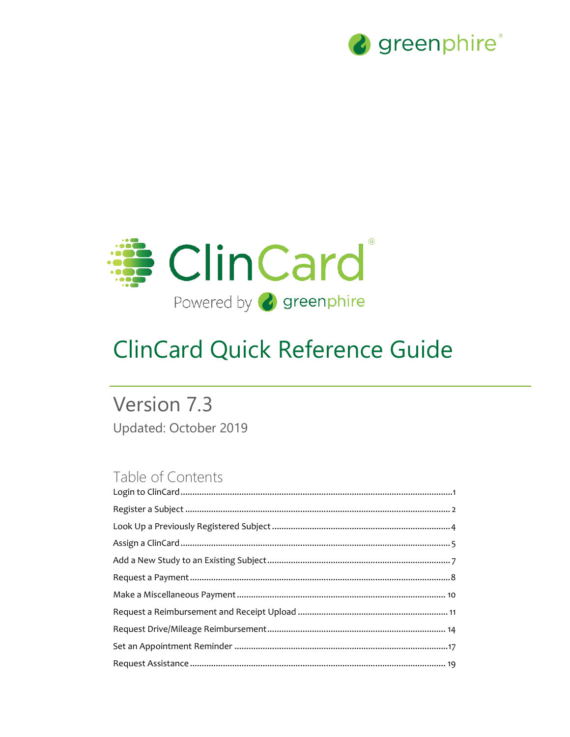greenphire®

ClinCard®

Powered by greenphire

# ClinCard Quick Reference Guide

## Version 7.3

Updated: October 2019

## Table of Contents

Login to ClinCard .......... 1

Register a Subject .......... 2

Look Up a Previously Registered Subject .......... 4

Assign a ClinCard .......... 5

Add a New Study to an Existing Subject .......... 7

Request a Payment .......... 8

Make a Miscellaneous Payment .......... 10

Request a Reimbursement and Receipt Upload .......... 11

Request Drive/Mileage Reimbursement .......... 14

Set an Appointment Reminder .......... 17

Request Assistance .......... 19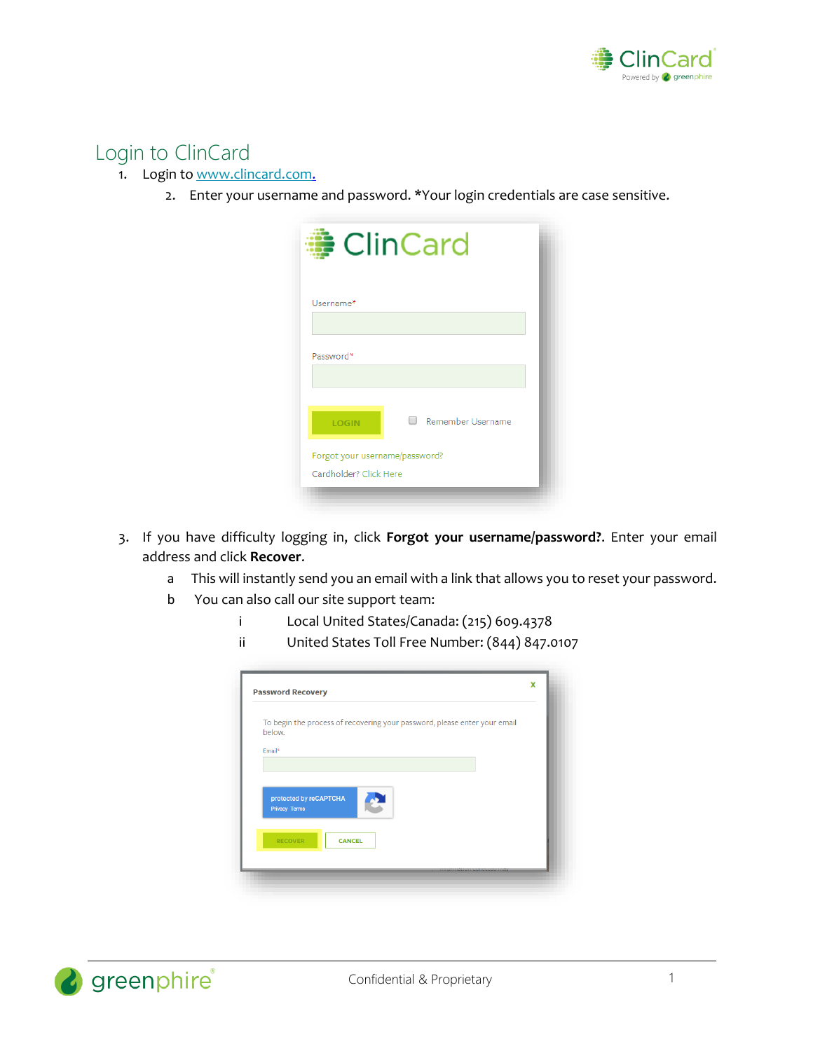## Login to ClinCard

1. Login to www.clincard.com.
   2. Enter your username and password. *Your login credentials are case sensitive.

3. If you have difficulty logging in, click **Forgot your username/password?**. Enter your email address and click **Recover**.
   a This will instantly send you an email with a link that allows you to reset your password.
   b You can also call our site support team:
      i Local United States/Canada: (215) 609.4378
      ii United States Toll Free Number: (844) 847.0107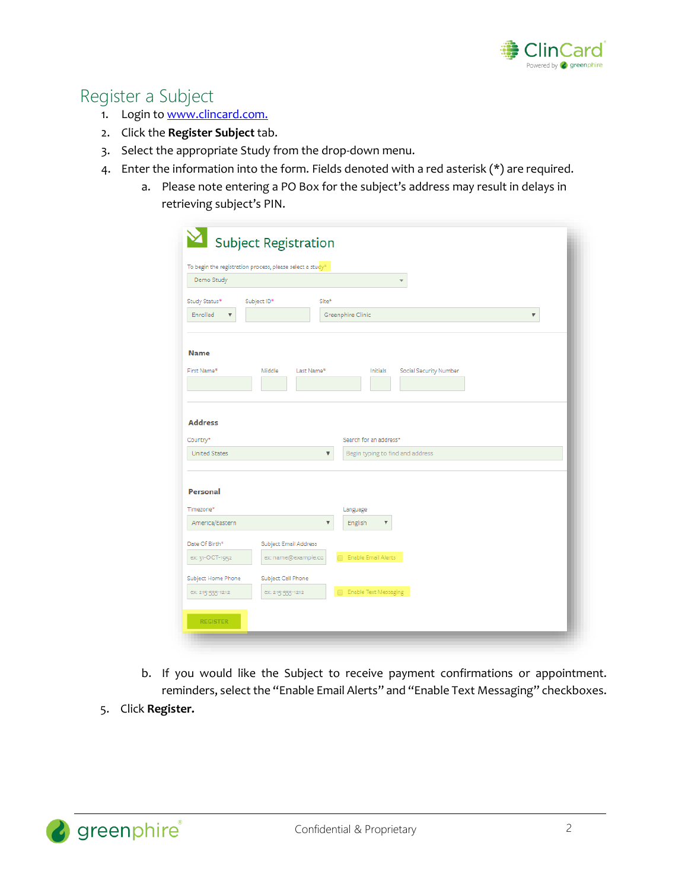# Register a Subject

1. Login to www.clincard.com.
2. Click the **Register Subject** tab.
3. Select the appropriate Study from the drop-down menu.
4. Enter the information into the form. Fields denoted with a red asterisk (*) are required.
   a. Please note entering a PO Box for the subject's address may result in delays in retrieving subject's PIN.

   b. If you would like the Subject to receive payment confirmations or appointment. reminders, select the "Enable Email Alerts" and "Enable Text Messaging" checkboxes.
5. Click **Register.**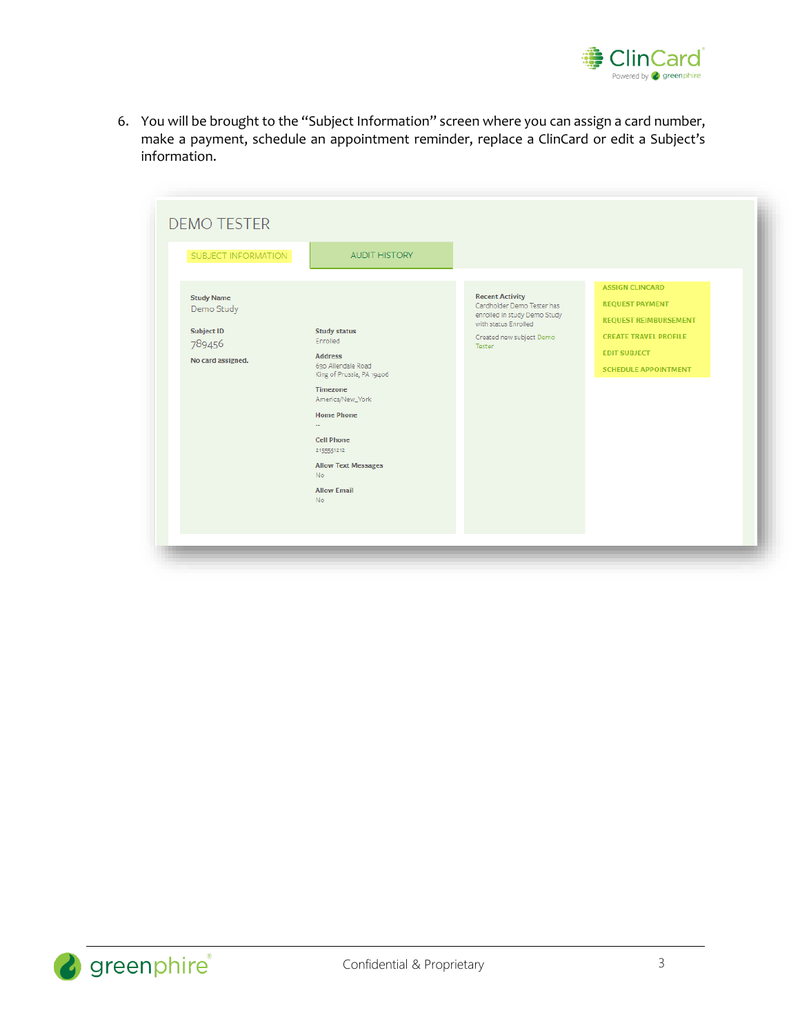6. You will be brought to the "Subject Information" screen where you can assign a card number, make a payment, schedule an appointment reminder, replace a ClinCard or edit a Subject's information.

DEMO TESTER

SUBJECT INFORMATION | AUDIT HISTORY

**Study Name**
Demo Study

**Subject ID**
789456

**No card assigned.**

**Study status**
Enrolled

**Address**
630 Allendale Road
King of Prussia, PA 19406

**Timezone**
America/New_York

**Home Phone**
--

**Cell Phone**
2155551212

**Allow Text Messages**
No

**Allow Email**
No

**Recent Activity**
Cardholder Demo Tester has enrolled in study Demo Study with status Enrolled

Created new subject Demo Tester

ASSIGN CLINCARD
REQUEST PAYMENT
REQUEST REIMBURSEMENT
CREATE TRAVEL PROFILE
EDIT SUBJECT
SCHEDULE APPOINTMENT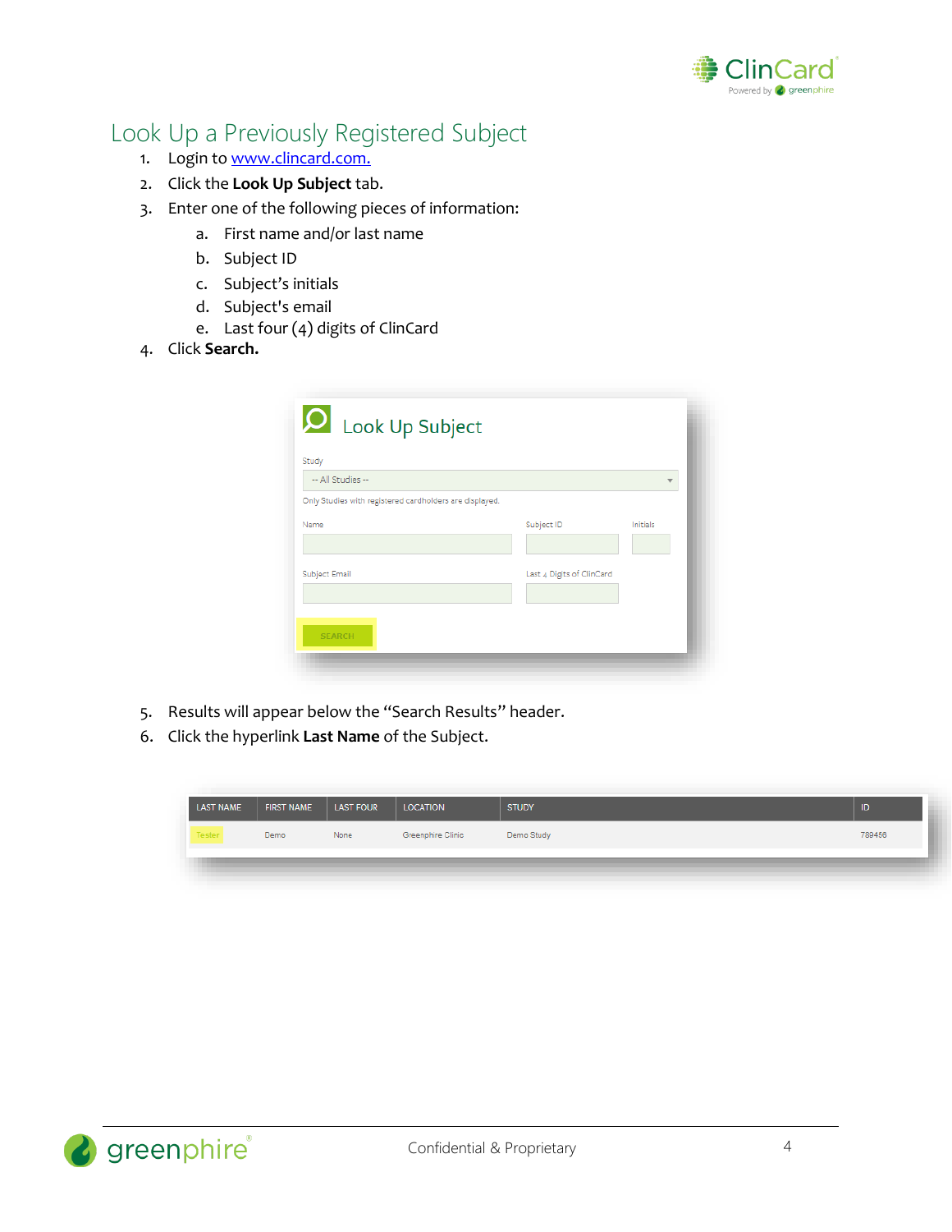## Look Up a Previously Registered Subject

1. Login to [www.clincard.com.](http://www.clincard.com)
2. Click the **Look Up Subject** tab.
3. Enter one of the following pieces of information:
   a. First name and/or last name
   b. Subject ID
   c. Subject's initials
   d. Subject's email
   e. Last four (4) digits of ClinCard
4. Click **Search.**

Look Up Subject

Study

-- All Studies --

Only Studies with registered cardholders are displayed.

Name | Subject ID | Initials

Subject Email | Last 4 Digits of ClinCard

SEARCH

5. Results will appear below the "Search Results" header.
6. Click the hyperlink **Last Name** of the Subject.

| LAST NAME | FIRST NAME | LAST FOUR | LOCATION | STUDY | ID |
|---|---|---|---|---|---|
| Tester | Demo | None | Greenphire Clinic | Demo Study | 789456 |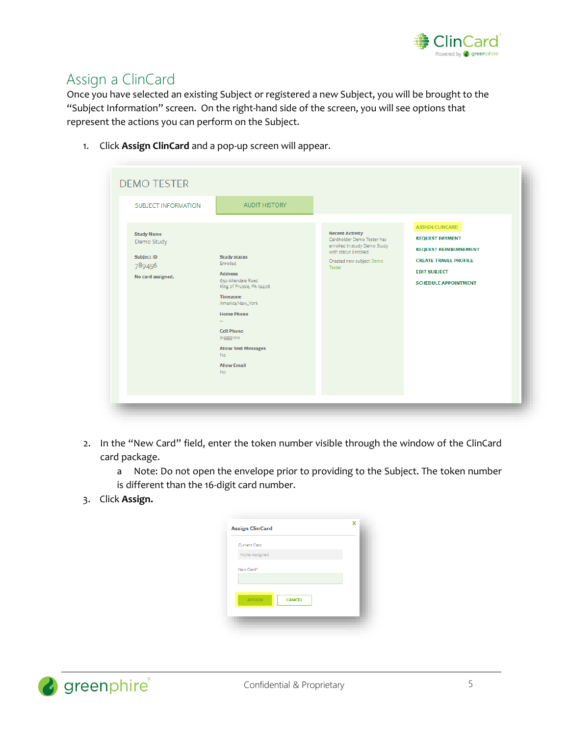# Assign a ClinCard

Once you have selected an existing Subject or registered a new Subject, you will be brought to the "Subject Information" screen. On the right-hand side of the screen, you will see options that represent the actions you can perform on the Subject.

1. Click **Assign ClinCard** and a pop-up screen will appear.

2. In the "New Card" field, enter the token number visible through the window of the ClinCard card package.
   a. Note: Do not open the envelope prior to providing to the Subject. The token number is different than the 16-digit card number.
3. Click **Assign.**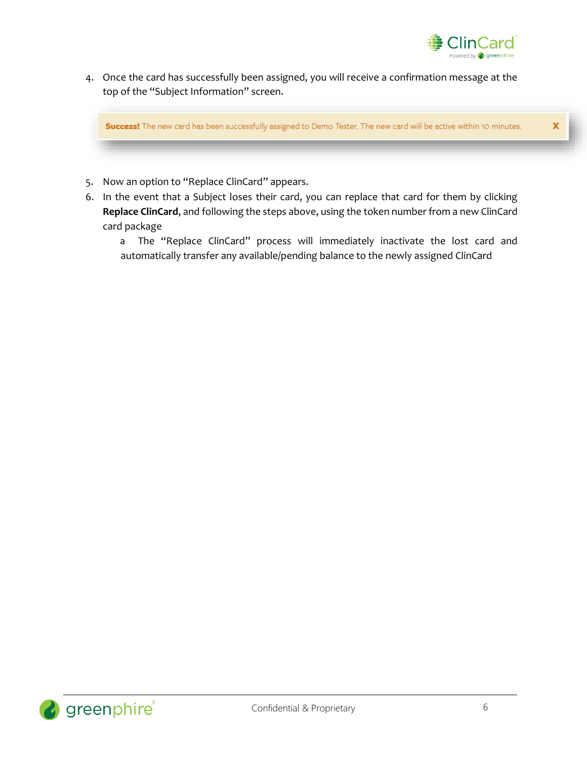4. Once the card has successfully been assigned, you will receive a confirmation message at the top of the "Subject Information" screen.

**Success!** The new card has been successfully assigned to Demo Tester. The new card will be active within 10 minutes. X

5. Now an option to "Replace ClinCard" appears.
6. In the event that a Subject loses their card, you can replace that card for them by clicking **Replace ClinCard**, and following the steps above, using the token number from a new ClinCard card package
   a. The "Replace ClinCard" process will immediately inactivate the lost card and automatically transfer any available/pending balance to the newly assigned ClinCard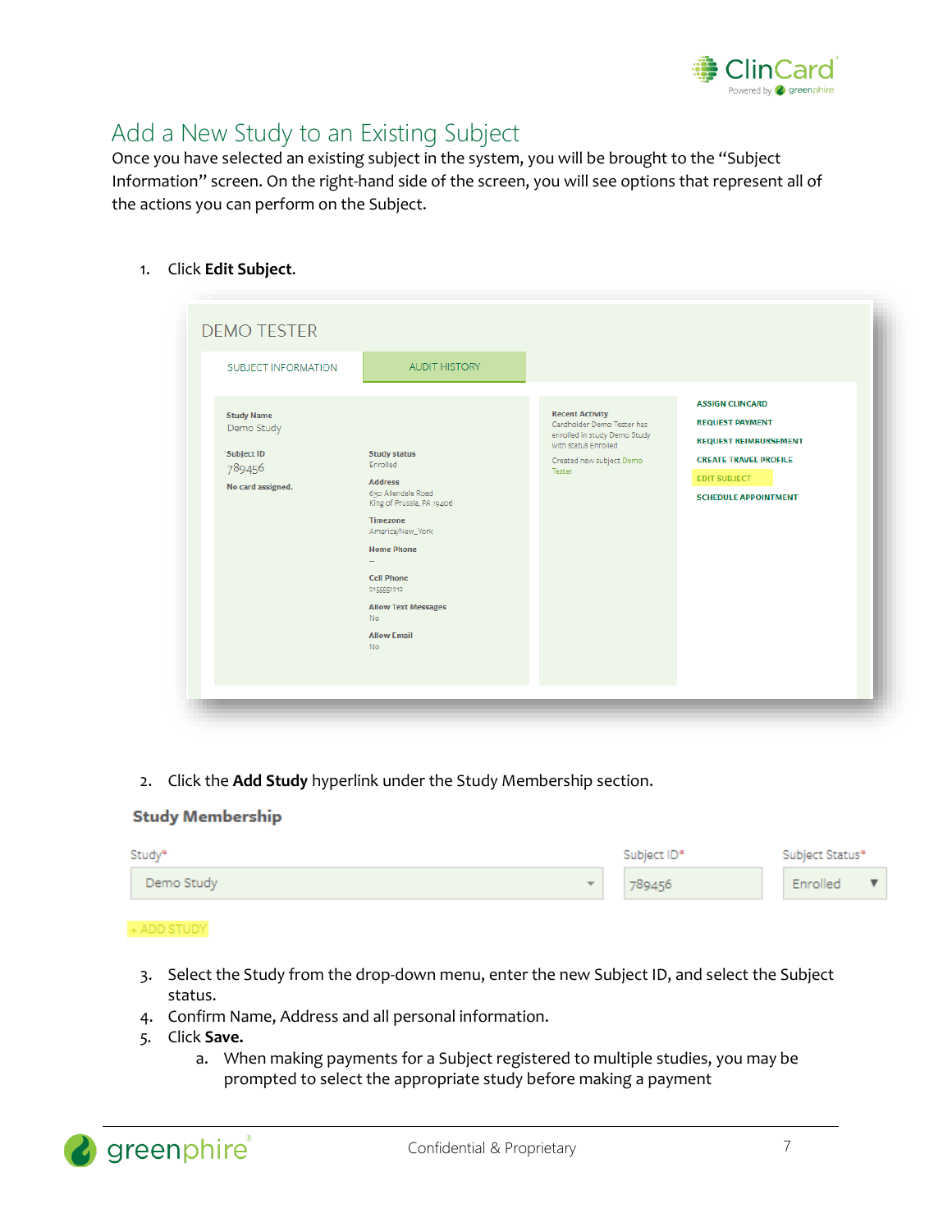# Add a New Study to an Existing Subject

Once you have selected an existing subject in the system, you will be brought to the "Subject Information" screen. On the right-hand side of the screen, you will see options that represent all of the actions you can perform on the Subject.

1. Click **Edit Subject**.

2. Click the **Add Study** hyperlink under the Study Membership section.

3. Select the Study from the drop-down menu, enter the new Subject ID, and select the Subject status.
4. Confirm Name, Address and all personal information.
5. Click **Save.**
   a. When making payments for a Subject registered to multiple studies, you may be prompted to select the appropriate study before making a payment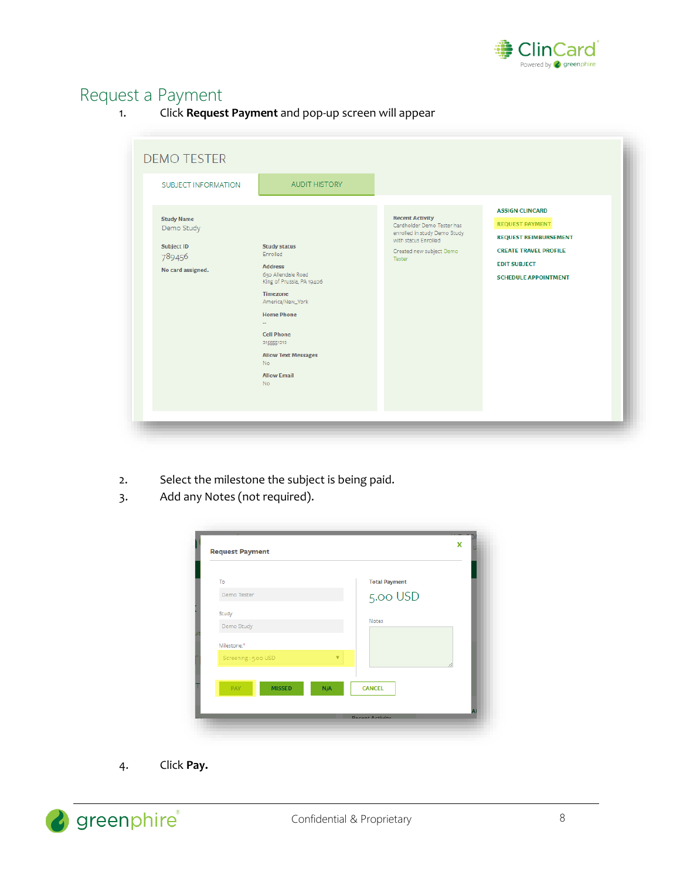# Request a Payment

1. Click **Request Payment** and pop-up screen will appear

2. Select the milestone the subject is being paid.
3. Add any Notes (not required).

4. Click **Pay.**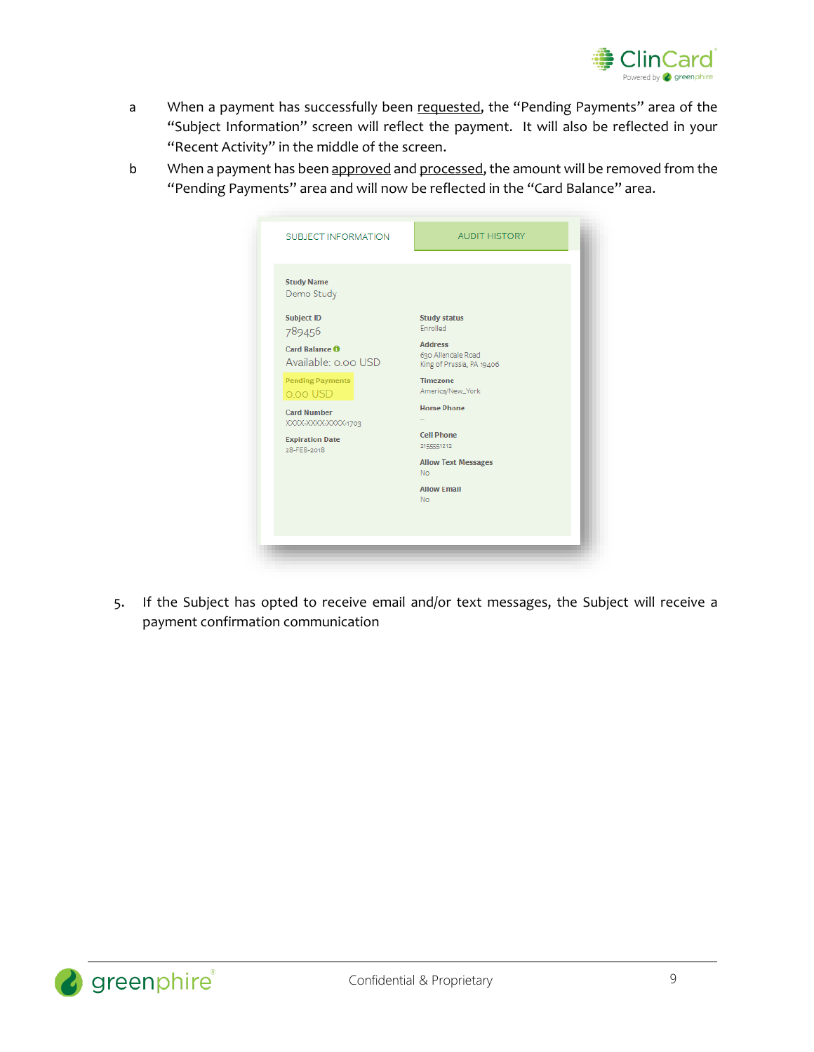a. When a payment has successfully been requested, the "Pending Payments" area of the "Subject Information" screen will reflect the payment. It will also be reflected in your "Recent Activity" in the middle of the screen.

b. When a payment has been approved and processed, the amount will be removed from the "Pending Payments" area and will now be reflected in the "Card Balance" area.

SUBJECT INFORMATION | AUDIT HISTORY

Study Name
Demo Study

Subject ID
789456

Card Balance
Available: 0.00 USD

Pending Payments
0.00 USD

Card Number
XXXX-XXXX-XXXX-1703

Expiration Date
28-FEB-2018

Study status
Enrolled

Address
630 Allendale Road
King of Prussia, PA 19406

Timezone
America/New_York

Home Phone
--

Cell Phone
2155551212

Allow Text Messages
No

Allow Email
No

5. If the Subject has opted to receive email and/or text messages, the Subject will receive a payment confirmation communication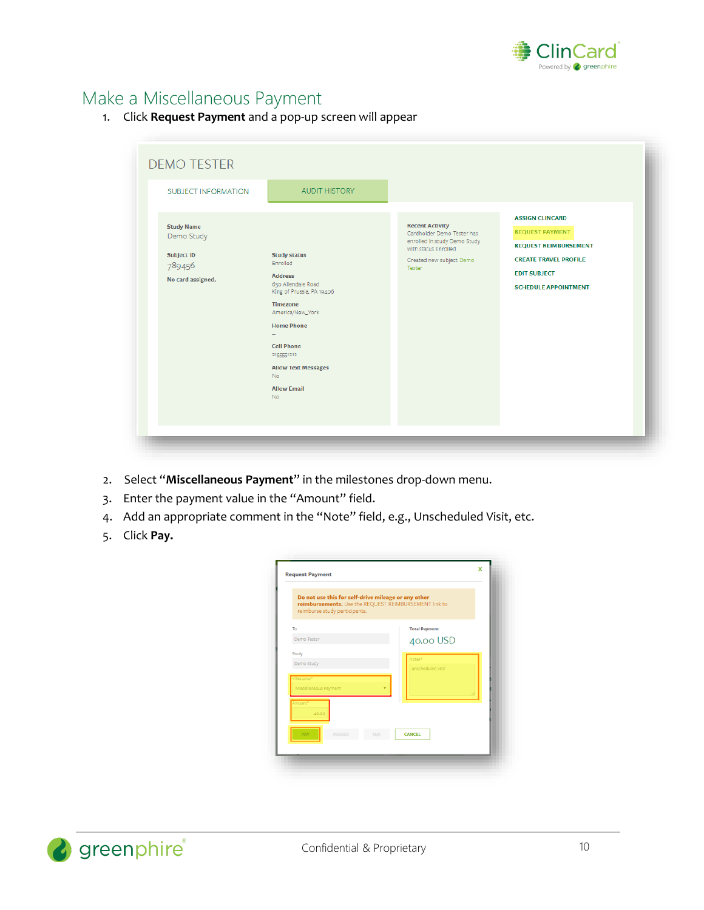# Make a Miscellaneous Payment

1. Click **Request Payment** and a pop-up screen will appear

2. Select "**Miscellaneous Payment**" in the milestones drop-down menu.
3. Enter the payment value in the "Amount" field.
4. Add an appropriate comment in the "Note" field, e.g., Unscheduled Visit, etc.
5. Click **Pay.**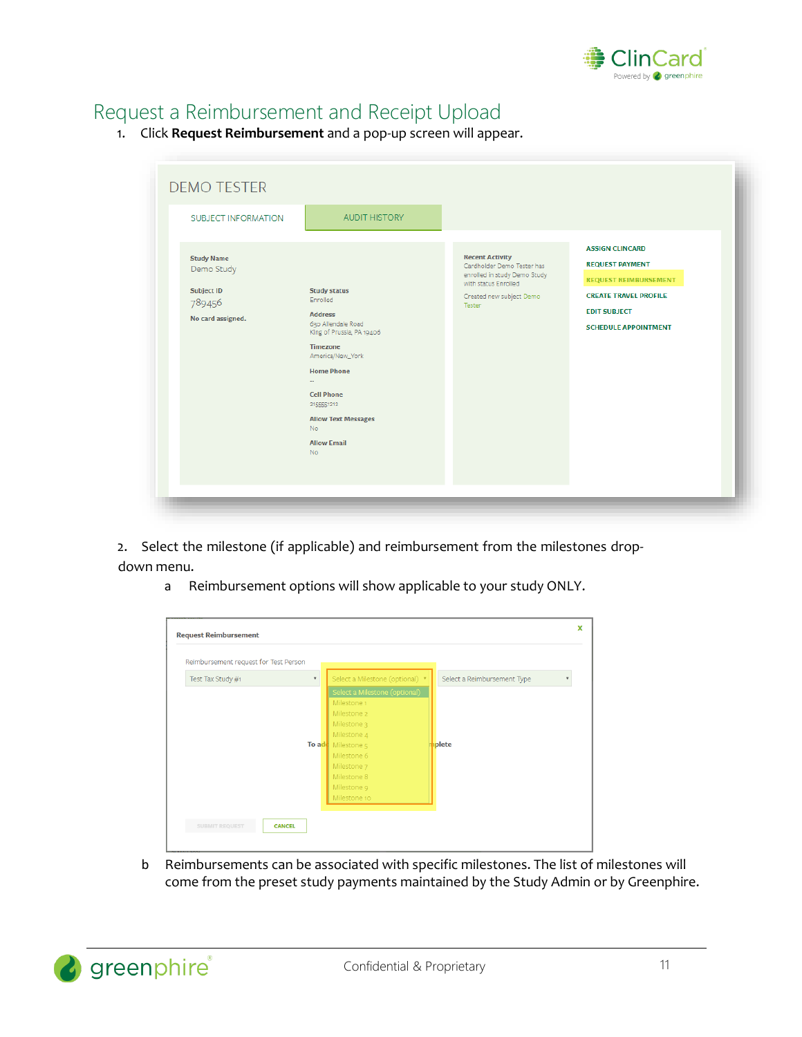# Request a Reimbursement and Receipt Upload

1. Click **Request Reimbursement** and a pop-up screen will appear.

2. Select the milestone (if applicable) and reimbursement from the milestones drop-down menu.
   a. Reimbursement options will show applicable to your study ONLY.

   b. Reimbursements can be associated with specific milestones. The list of milestones will come from the preset study payments maintained by the Study Admin or by Greenphire.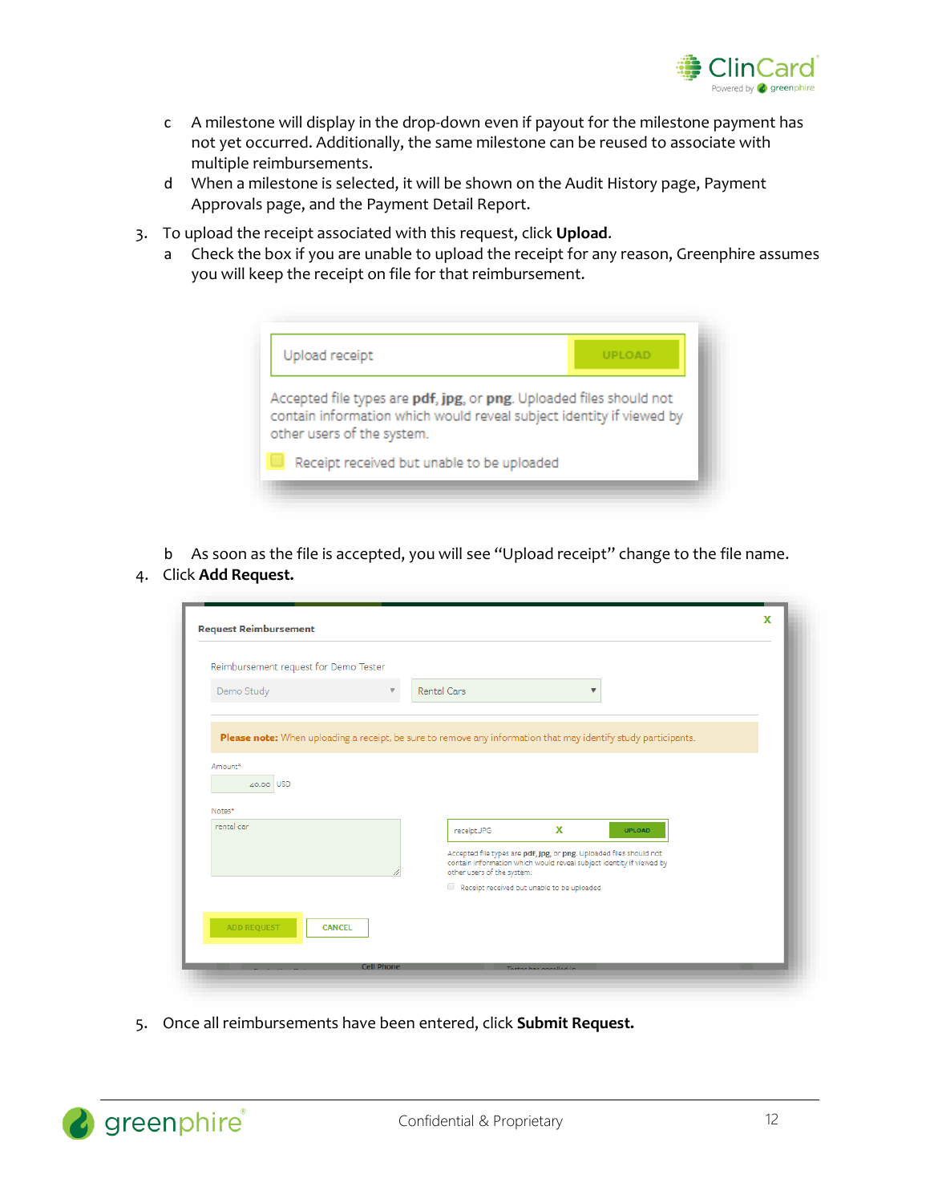c. A milestone will display in the drop-down even if payout for the milestone payment has not yet occurred. Additionally, the same milestone can be reused to associate with multiple reimbursements.
   d. When a milestone is selected, it will be shown on the Audit History page, Payment Approvals page, and the Payment Detail Report.

3. To upload the receipt associated with this request, click **Upload**.
   a. Check the box if you are unable to upload the receipt for any reason, Greenphire assumes you will keep the receipt on file for that reimbursement.
   b. As soon as the file is accepted, you will see "Upload receipt" change to the file name.
4. Click **Add Request.**
5. Once all reimbursements have been entered, click **Submit Request.**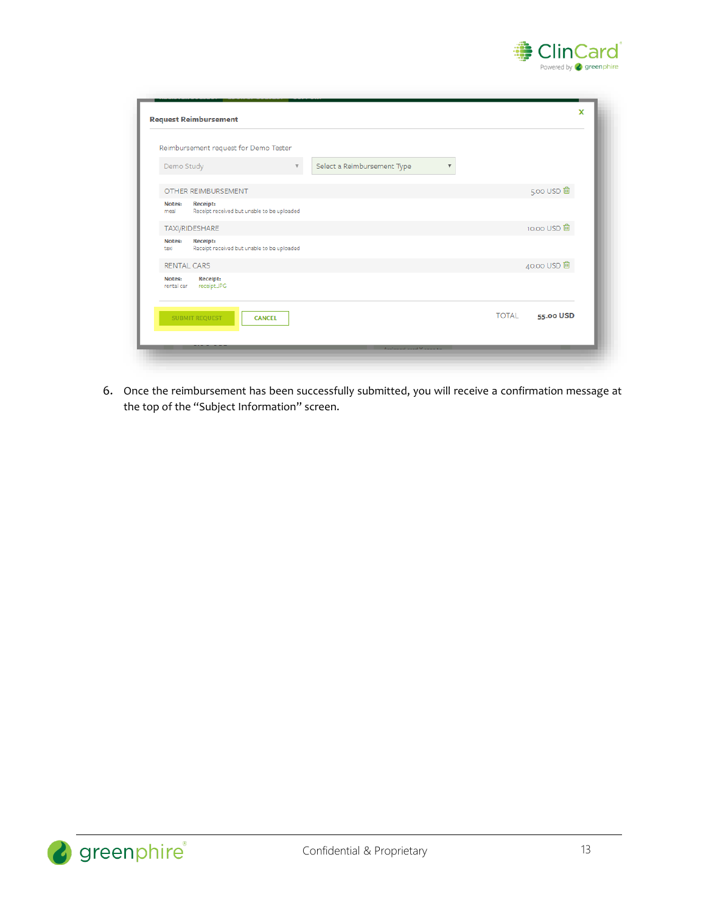**Request Reimbursement**

Reimbursement request for Demo Tester

Demo Study | Select a Reimbursement Type

| OTHER REIMBURSEMENT | 5.00 USD |
|---|---|
| Notes: meal | Receipt: Receipt received but unable to be uploaded |
| TAXI/RIDESHARE | 10.00 USD |
| Notes: taxi | Receipt: Receipt received but unable to be uploaded |
| RENTAL CARS | 40.00 USD |
| Notes: rental car | Receipt: receipt.JPG |

SUBMIT REQUEST | CANCEL

TOTAL 55.00 USD

6. Once the reimbursement has been successfully submitted, you will receive a confirmation message at the top of the "Subject Information" screen.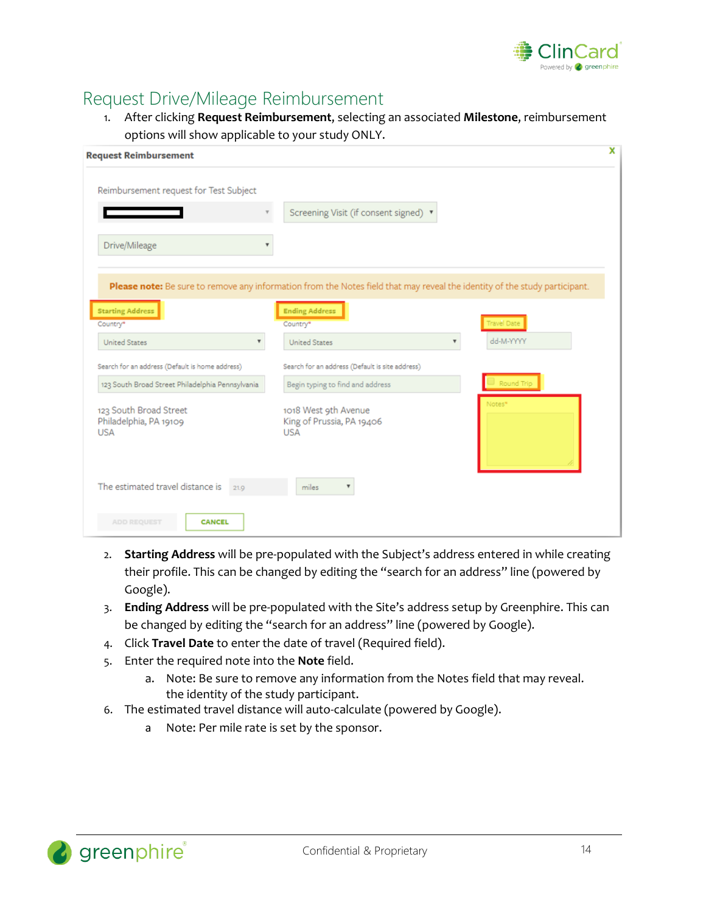# Request Drive/Mileage Reimbursement

1. After clicking **Request Reimbursement**, selecting an associated **Milestone**, reimbursement options will show applicable to your study ONLY.

2. **Starting Address** will be pre-populated with the Subject's address entered in while creating their profile. This can be changed by editing the "search for an address" line (powered by Google).
3. **Ending Address** will be pre-populated with the Site's address setup by Greenphire. This can be changed by editing the "search for an address" line (powered by Google).
4. Click **Travel Date** to enter the date of travel (Required field).
5. Enter the required note into the **Note** field.
   a. Note: Be sure to remove any information from the Notes field that may reveal. the identity of the study participant.
6. The estimated travel distance will auto-calculate (powered by Google).
   a Note: Per mile rate is set by the sponsor.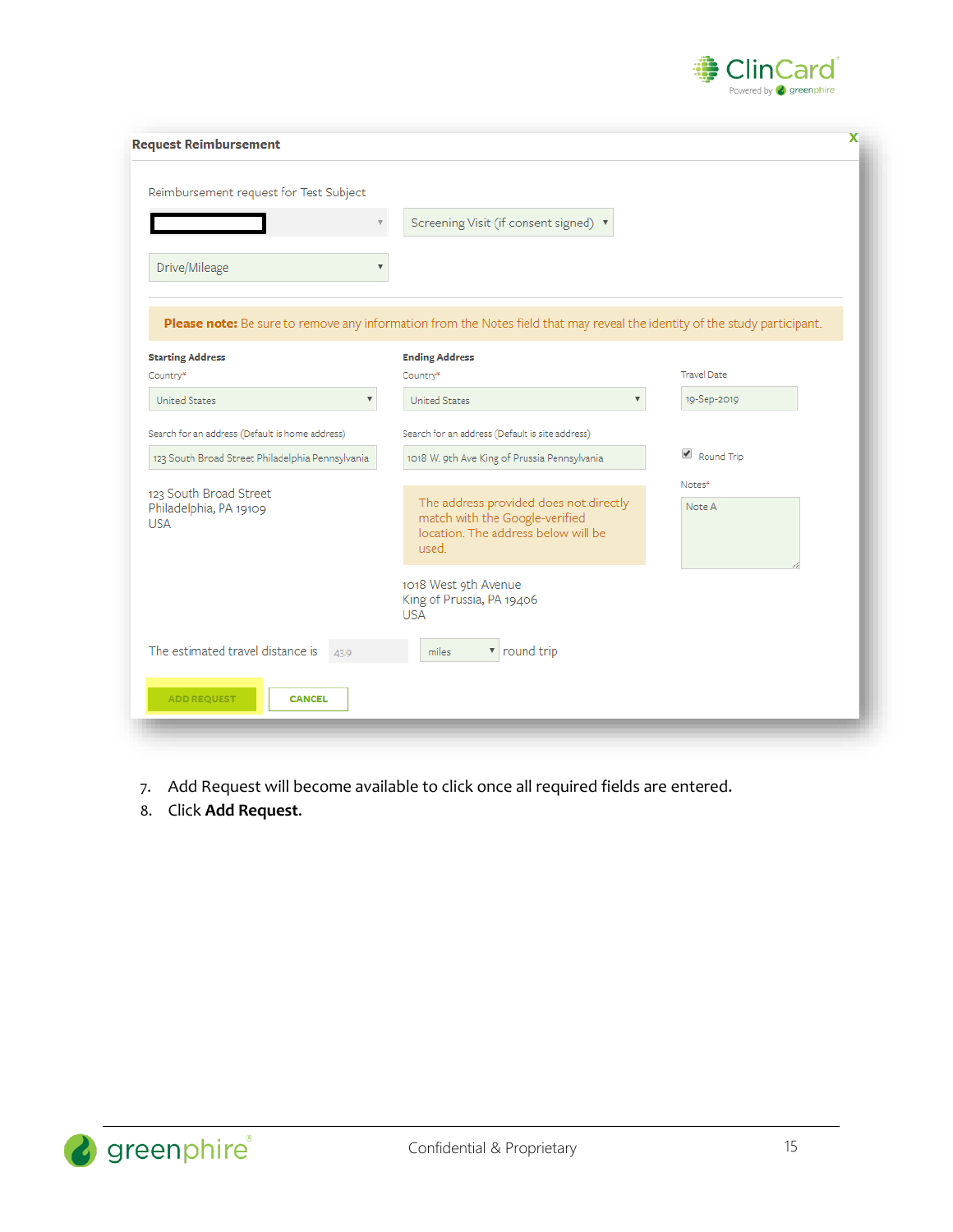**Request Reimbursement**

Reimbursement request for Test Subject

Screening Visit (if consent signed)

Drive/Mileage

**Please note:** Be sure to remove any information from the Notes field that may reveal the identity of the study participant.

**Starting Address**

Country*

United States

Search for an address (Default is home address)

123 South Broad Street Philadelphia Pennsylvania

123 South Broad Street
Philadelphia, PA 19109
USA

**Ending Address**

Country*

United States

Search for an address (Default is site address)

1018 W. 9th Ave King of Prussia Pennsylvania

The address provided does not directly match with the Google-verified location. The address below will be used.

1018 West 9th Avenue
King of Prussia, PA 19406
USA

Travel Date

19-Sep-2019

Round Trip

Notes*

Note A

The estimated travel distance is 43.9 miles round trip

ADD REQUEST  CANCEL

7. Add Request will become available to click once all required fields are entered.
8. Click **Add Request.**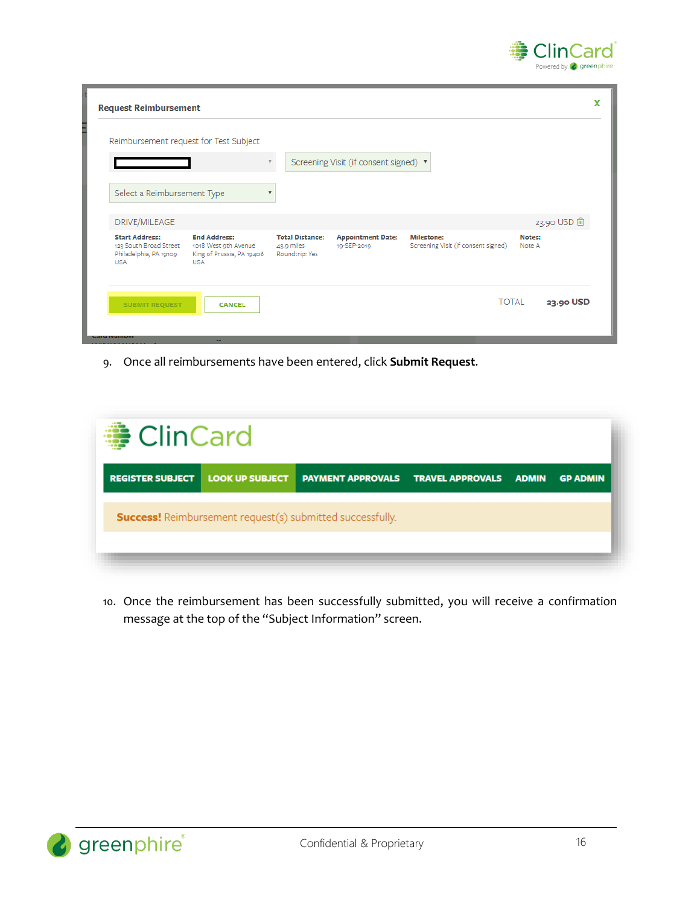9. Once all reimbursements have been entered, click **Submit Request**.

10. Once the reimbursement has been successfully submitted, you will receive a confirmation message at the top of the "Subject Information" screen.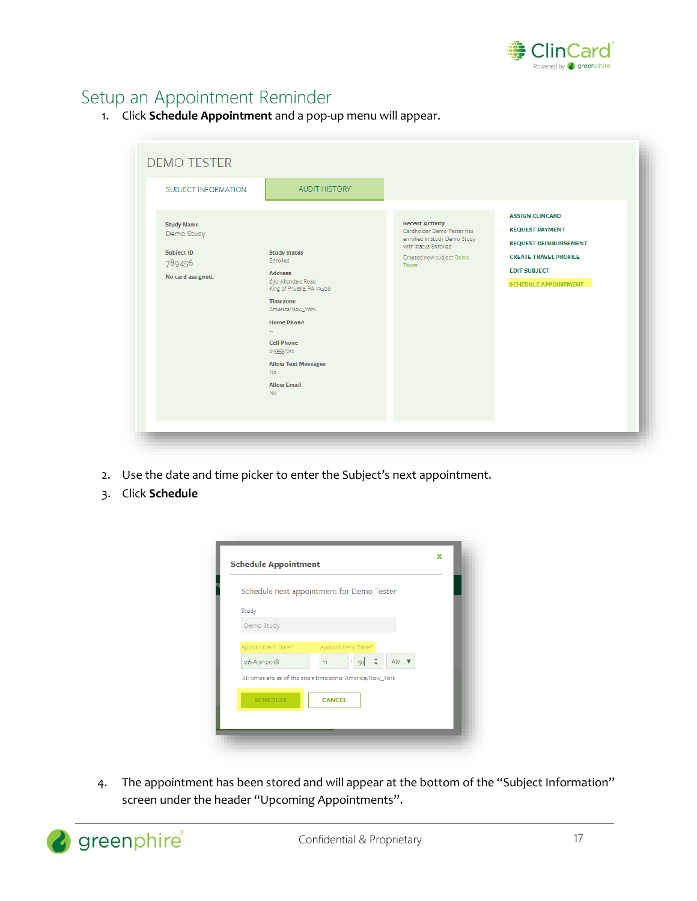# Setup an Appointment Reminder

1. Click **Schedule Appointment** and a pop-up menu will appear.

2. Use the date and time picker to enter the Subject's next appointment.
3. Click **Schedule**

4. The appointment has been stored and will appear at the bottom of the "Subject Information" screen under the header "Upcoming Appointments".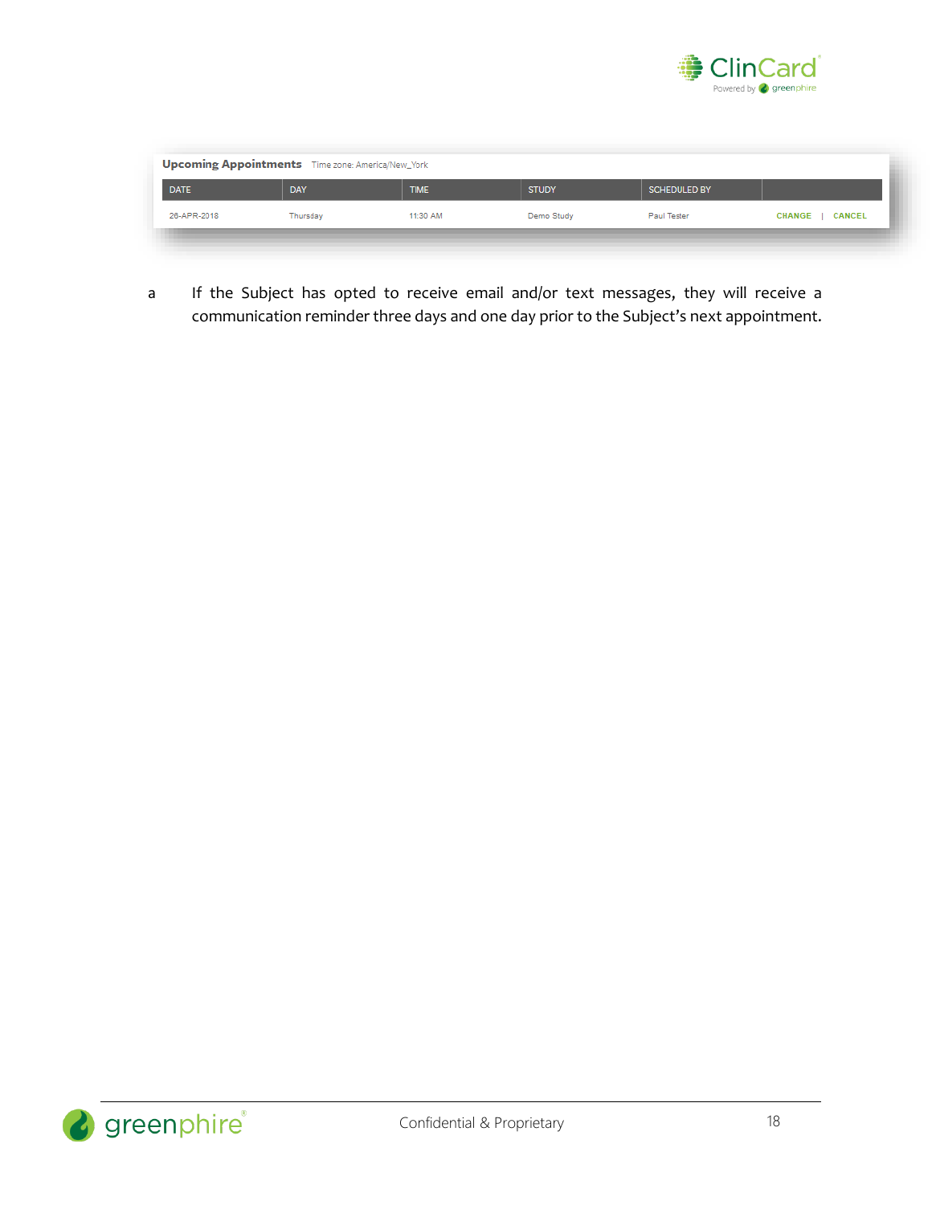**Upcoming Appointments** Time zone: America/New_York

| DATE | DAY | TIME | STUDY | SCHEDULED BY | |
|---|---|---|---|---|---|
| 26-APR-2018 | Thursday | 11:30 AM | Demo Study | Paul Tester | CHANGE \| CANCEL |

a If the Subject has opted to receive email and/or text messages, they will receive a communication reminder three days and one day prior to the Subject's next appointment.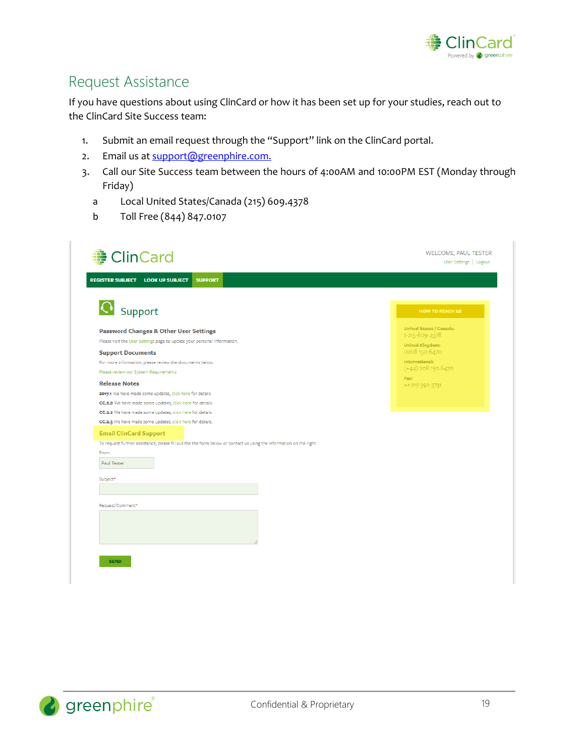## Request Assistance

If you have questions about using ClinCard or how it has been set up for your studies, reach out to the ClinCard Site Success team:

1. Submit an email request through the "Support" link on the ClinCard portal.
2. Email us at support@greenphire.com.
3. Call our Site Success team between the hours of 4:00AM and 10:00PM EST (Monday through Friday)
   a. Local United States/Canada (215) 609.4378
   b. Toll Free (844) 847.0107

ClinCard

WELCOME, PAUL TESTER
User Settings | Logout

REGISTER SUBJECT  LOOK UP SUBJECT  SUPPORT

Support

**Password Changes & Other User Settings**

Please visit the User Settings page to update your personal information.

**Support Documents**

For more information, please review the documents below.

Please review our System Requirements

**Release Notes**

**2017.1** We have made some updates, click here for details.

**CC.2.0** We have made some updates, click here for details.

**CC.2.2** We have made some updates, click here for details.

**CC.2.3** We have made some updates, click here for details.

**Email ClinCard Support**

To request further assistance, please fill out the the form below or contact us using the information on the right.

From:

Paul Tester

Subject*

Request/Comment*

SEND

HOW TO REACH US

United States / Canada:
1-215-609-4378

United Kingdom:
0208 150 6470

International:
(+44) 208 150 6470

Fax:
+1-215-392-3731